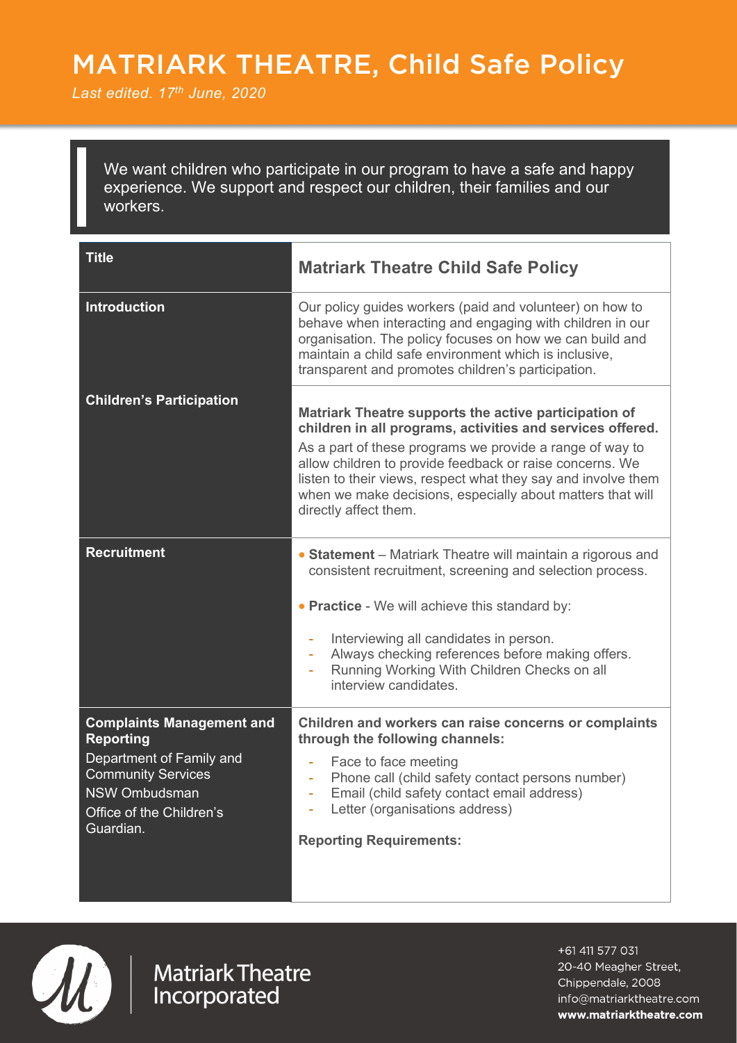# MATRIARK THEATRE, Child Safe Policy

*Last edited. 17th June, 2020*

> We want children who participate in our program to have a safe and happy experience. We support and respect our children, their families and our workers.

| Title | Matriark Theatre Child Safe Policy |
|---|---|
| **Introduction** | Our policy guides workers (paid and volunteer) on how to behave when interacting and engaging with children in our organisation. The policy focuses on how we can build and maintain a child safe environment which is inclusive, transparent and promotes children's participation. |
| **Children's Participation** | **Matriark Theatre supports the active participation of children in all programs, activities and services offered.**<br><br>As a part of these programs we provide a range of way to allow children to provide feedback or raise concerns. We listen to their views, respect what they say and involve them when we make decisions, especially about matters that will directly affect them. |
| **Recruitment** | • **Statement** – Matriark Theatre will maintain a rigorous and consistent recruitment, screening and selection process.<br><br>• **Practice** - We will achieve this standard by:<br><br>- Interviewing all candidates in person.<br>- Always checking references before making offers.<br>- Running Working With Children Checks on all interview candidates. |
| **Complaints Management and Reporting**<br><br>Department of Family and Community Services<br>NSW Ombudsman<br>Office of the Children's Guardian. | **Children and workers can raise concerns or complaints through the following channels:**<br><br>- Face to face meeting<br>- Phone call (child safety contact persons number)<br>- Email (child safety contact email address)<br>- Letter (organisations address)<br><br>**Reporting Requirements:** |

Matriark Theatre Incorporated

+61 411 577 031
20-40 Meagher Street,
Chippendale, 2008
info@matriarktheatre.com
**www.matriarktheatre.com**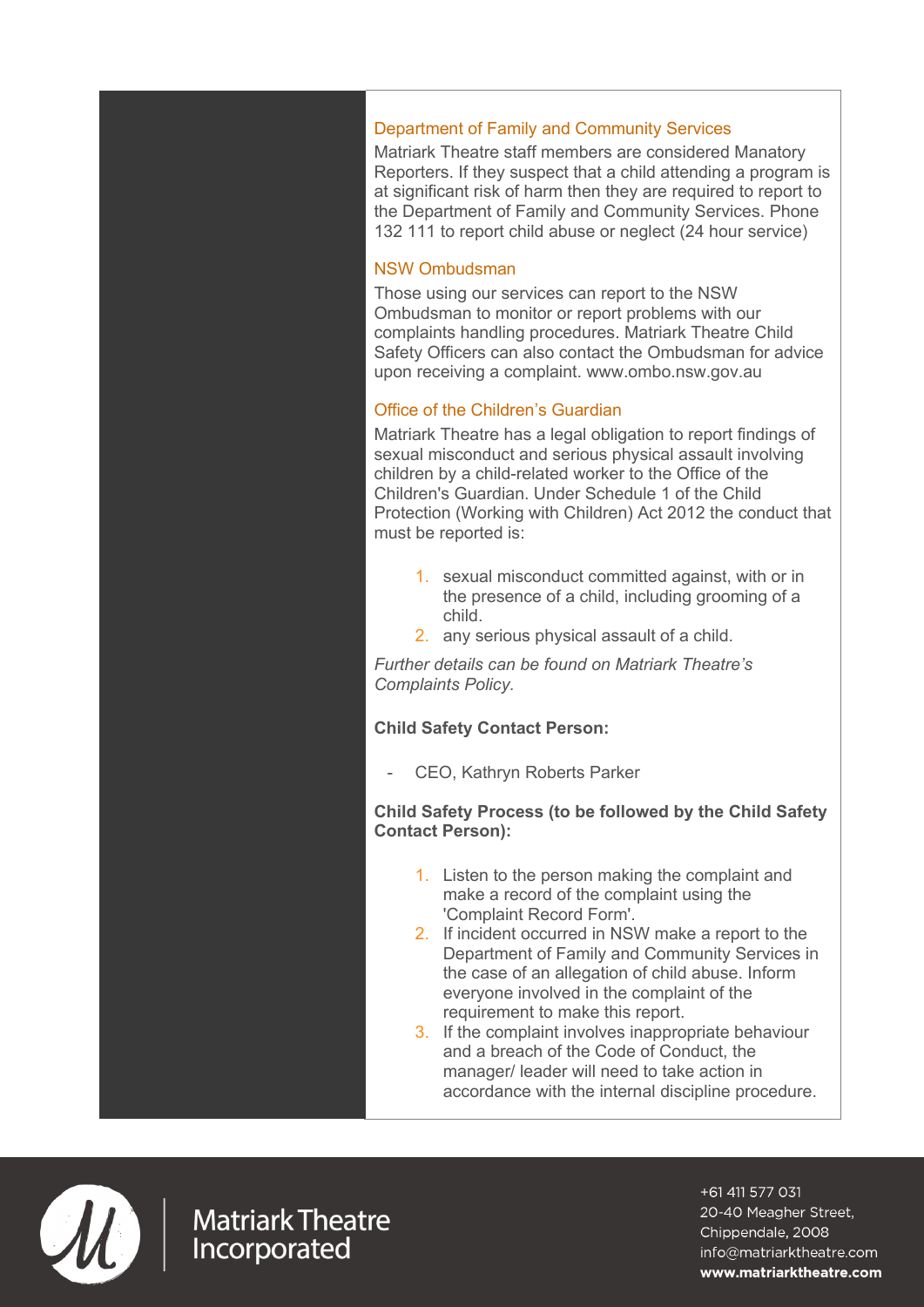### Department of Family and Community Services

Matriark Theatre staff members are considered Manatory Reporters. If they suspect that a child attending a program is at significant risk of harm then they are required to report to the Department of Family and Community Services. Phone 132 111 to report child abuse or neglect (24 hour service)

### NSW Ombudsman

Those using our services can report to the NSW Ombudsman to monitor or report problems with our complaints handling procedures. Matriark Theatre Child Safety Officers can also contact the Ombudsman for advice upon receiving a complaint. www.ombo.nsw.gov.au

### Office of the Children's Guardian

Matriark Theatre has a legal obligation to report findings of sexual misconduct and serious physical assault involving children by a child-related worker to the Office of the Children's Guardian. Under Schedule 1 of the Child Protection (Working with Children) Act 2012 the conduct that must be reported is:

1. sexual misconduct committed against, with or in the presence of a child, including grooming of a child.
2. any serious physical assault of a child.

*Further details can be found on Matriark Theatre's Complaints Policy.*

**Child Safety Contact Person:**

- CEO, Kathryn Roberts Parker

**Child Safety Process (to be followed by the Child Safety Contact Person):**

1. Listen to the person making the complaint and make a record of the complaint using the 'Complaint Record Form'.
2. If incident occurred in NSW make a report to the Department of Family and Community Services in the case of an allegation of child abuse. Inform everyone involved in the complaint of the requirement to make this report.
3. If the complaint involves inappropriate behaviour and a breach of the Code of Conduct, the manager/ leader will need to take action in accordance with the internal discipline procedure.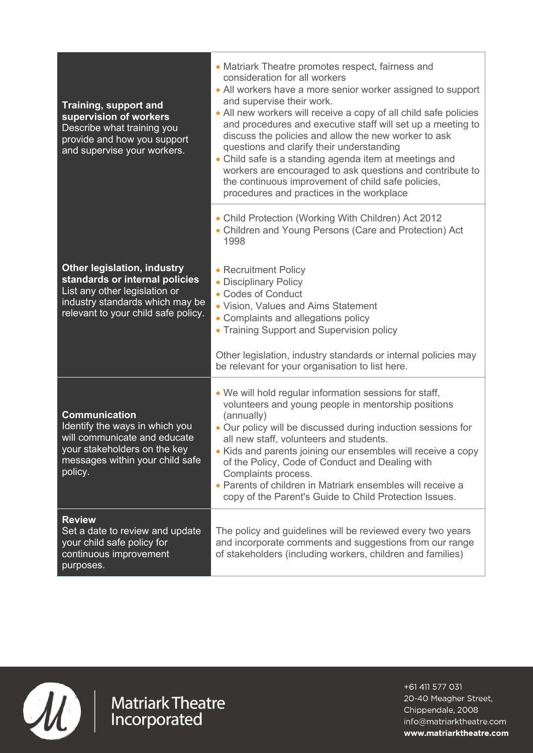| | |
|---|---|
| **Training, support and supervision of workers** Describe what training you provide and how you support and supervise your workers. | • Matriark Theatre promotes respect, fairness and consideration for all workers<br>• All workers have a more senior worker assigned to support and supervise their work.<br>• All new workers will receive a copy of all child safe policies and procedures and executive staff will set up a meeting to discuss the policies and allow the new worker to ask questions and clarify their understanding<br>• Child safe is a standing agenda item at meetings and workers are encouraged to ask questions and contribute to the continuous improvement of child safe policies, procedures and practices in the workplace |
| **Other legislation, industry standards or internal policies** List any other legislation or industry standards which may be relevant to your child safe policy. | • Child Protection (Working With Children) Act 2012<br>• Children and Young Persons (Care and Protection) Act 1998<br><br>• Recruitment Policy<br>• Disciplinary Policy<br>• Codes of Conduct<br>• Vision, Values and Aims Statement<br>• Complaints and allegations policy<br>• Training Support and Supervision policy<br><br>Other legislation, industry standards or internal policies may be relevant for your organisation to list here. |
| **Communication** Identify the ways in which you will communicate and educate your stakeholders on the key messages within your child safe policy. | • We will hold regular information sessions for staff, volunteers and young people in mentorship positions (annually)<br>• Our policy will be discussed during induction sessions for all new staff, volunteers and students.<br>• Kids and parents joining our ensembles will receive a copy of the Policy, Code of Conduct and Dealing with Complaints process.<br>• Parents of children in Matriark ensembles will receive a copy of the Parent's Guide to Child Protection Issues. |
| **Review** Set a date to review and update your child safe policy for continuous improvement purposes. | The policy and guidelines will be reviewed every two years and incorporate comments and suggestions from our range of stakeholders (including workers, children and families) |

Matriark Theatre Incorporated

+61 411 577 031
20-40 Meagher Street, Chippendale, 2008
info@matriarktheatre.com
**www.matriarktheatre.com**